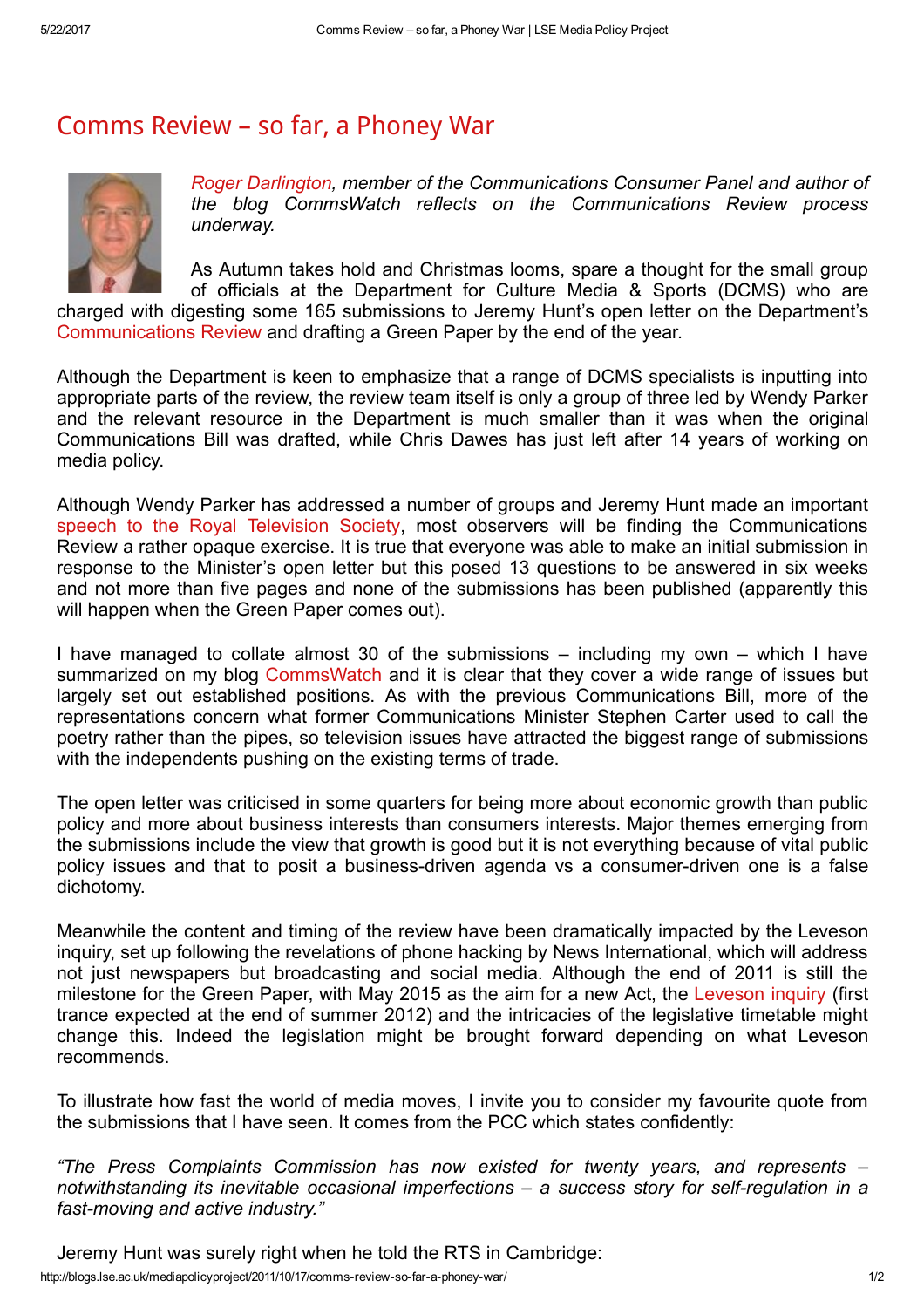# Comms Review – so far, a Phoney War

*Roger Darlington, member of the Communications Consumer Panel and author of the blog CommsWatch reflects on the Communications Review process underway.*

As Autumn takes hold and Christmas looms, spare a thought for the small group of officials at the Department for Culture Media & Sports (DCMS) who are charged with digesting some 165 submissions to Jeremy Hunt's open letter on the Department's Communications Review and drafting a Green Paper by the end of the year.

Although the Department is keen to emphasize that a range of DCMS specialists is inputting into appropriate parts of the review, the review team itself is only a group of three led by Wendy Parker and the relevant resource in the Department is much smaller than it was when the original Communications Bill was drafted, while Chris Dawes has just left after 14 years of working on media policy.

Although Wendy Parker has addressed a number of groups and Jeremy Hunt made an important speech to the Royal Television Society, most observers will be finding the Communications Review a rather opaque exercise. It is true that everyone was able to make an initial submission in response to the Minister's open letter but this posed 13 questions to be answered in six weeks and not more than five pages and none of the submissions has been published (apparently this will happen when the Green Paper comes out).

I have managed to collate almost 30 of the submissions – including my own – which I have summarized on my blog CommsWatch and it is clear that they cover a wide range of issues but largely set out established positions. As with the previous Communications Bill, more of the representations concern what former Communications Minister Stephen Carter used to call the poetry rather than the pipes, so television issues have attracted the biggest range of submissions with the independents pushing on the existing terms of trade.

The open letter was criticised in some quarters for being more about economic growth than public policy and more about business interests than consumers interests. Major themes emerging from the submissions include the view that growth is good but it is not everything because of vital public policy issues and that to posit a business-driven agenda vs a consumer-driven one is a false dichotomy.

Meanwhile the content and timing of the review have been dramatically impacted by the Leveson inquiry, set up following the revelations of phone hacking by News International, which will address not just newspapers but broadcasting and social media. Although the end of 2011 is still the milestone for the Green Paper, with May 2015 as the aim for a new Act, the Leveson inquiry (first trance expected at the end of summer 2012) and the intricacies of the legislative timetable might change this. Indeed the legislation might be brought forward depending on what Leveson recommends.

To illustrate how fast the world of media moves, I invite you to consider my favourite quote from the submissions that I have seen. It comes from the PCC which states confidently:

*"The Press Complaints Commission has now existed for twenty years, and represents – notwithstanding its inevitable occasional imperfections – a success story for self-regulation in a fast-moving and active industry."*

Jeremy Hunt was surely right when he told the RTS in Cambridge: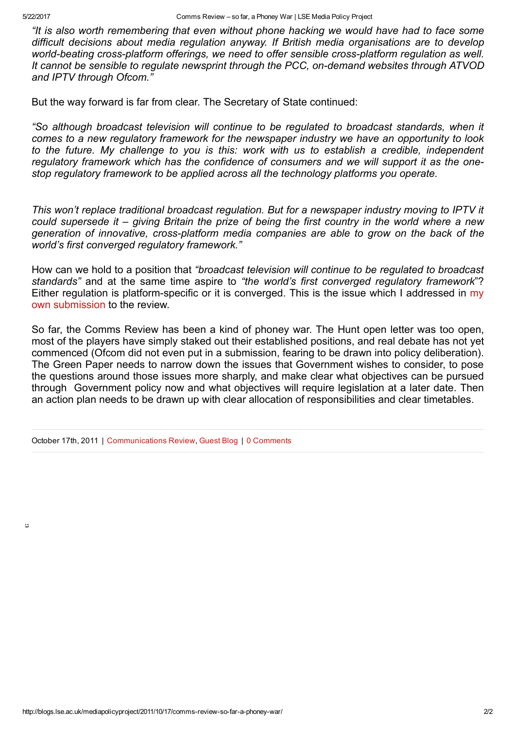*"It is also worth remembering that even without phone hacking we would have had to face some difficult decisions about media regulation anyway. If British media organisations are to develop world-beating cross-platform offerings, we need to offer sensible cross-platform regulation as well. It cannot be sensible to regulate newsprint through the PCC, on-demand websites through ATVOD and IPTV through Ofcom."*

But the way forward is far from clear. The Secretary of State continued:

*"So although broadcast television will continue to be regulated to broadcast standards, when it comes to a new regulatory framework for the newspaper industry we have an opportunity to look to the future. My challenge to you is this: work with us to establish a credible, independent regulatory framework which has the confidence of consumers and we will support it as the one-stop regulatory framework to be applied across all the technology platforms you operate.*

*This won't replace traditional broadcast regulation. But for a newspaper industry moving to IPTV it could supersede it – giving Britain the prize of being the first country in the world where a new generation of innovative, cross-platform media companies are able to grow on the back of the world's first converged regulatory framework."*

How can we hold to a position that *"broadcast television will continue to be regulated to broadcast standards"* and at the same time aspire to *"the world's first converged regulatory framework*"? Either regulation is platform-specific or it is converged. This is the issue which I addressed in my own submission to the review.

So far, the Comms Review has been a kind of phoney war. The Hunt open letter was too open, most of the players have simply staked out their established positions, and real debate has not yet commenced (Ofcom did not even put in a submission, fearing to be drawn into policy deliberation). The Green Paper needs to narrow down the issues that Government wishes to consider, to pose the questions around those issues more sharply, and make clear what objectives can be pursued through Government policy now and what objectives will require legislation at a later date. Then an action plan needs to be drawn up with clear allocation of responsibilities and clear timetables.

October 17th, 2011 | Communications Review, Guest Blog | 0 Comments